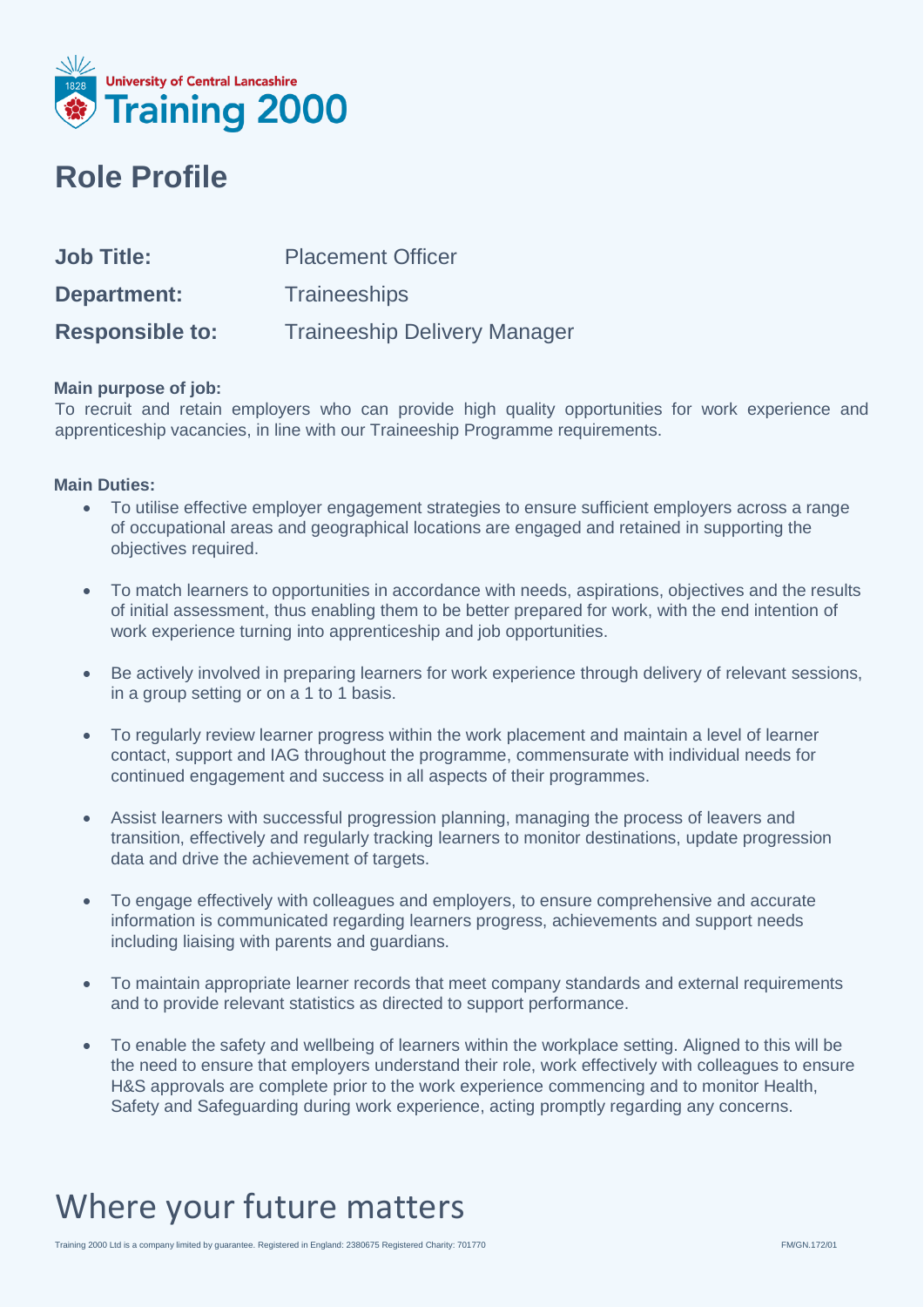University of Central Lancashire
Training 2000

# Role Profile

| | |
|---|---|
| **Job Title:** | Placement Officer |
| **Department:** | Traineeships |
| **Responsible to:** | Traineeship Delivery Manager |

**Main purpose of job:**
To recruit and retain employers who can provide high quality opportunities for work experience and apprenticeship vacancies, in line with our Traineeship Programme requirements.

**Main Duties:**

- To utilise effective employer engagement strategies to ensure sufficient employers across a range of occupational areas and geographical locations are engaged and retained in supporting the objectives required.
- To match learners to opportunities in accordance with needs, aspirations, objectives and the results of initial assessment, thus enabling them to be better prepared for work, with the end intention of work experience turning into apprenticeship and job opportunities.
- Be actively involved in preparing learners for work experience through delivery of relevant sessions, in a group setting or on a 1 to 1 basis.
- To regularly review learner progress within the work placement and maintain a level of learner contact, support and IAG throughout the programme, commensurate with individual needs for continued engagement and success in all aspects of their programmes.
- Assist learners with successful progression planning, managing the process of leavers and transition, effectively and regularly tracking learners to monitor destinations, update progression data and drive the achievement of targets.
- To engage effectively with colleagues and employers, to ensure comprehensive and accurate information is communicated regarding learners progress, achievements and support needs including liaising with parents and guardians.
- To maintain appropriate learner records that meet company standards and external requirements and to provide relevant statistics as directed to support performance.
- To enable the safety and wellbeing of learners within the workplace setting. Aligned to this will be the need to ensure that employers understand their role, work effectively with colleagues to ensure H&S approvals are complete prior to the work experience commencing and to monitor Health, Safety and Safeguarding during work experience, acting promptly regarding any concerns.

Where your future matters

Training 2000 Ltd is a company limited by guarantee. Registered in England: 2380675 Registered Charity: 701770

FM/GN.172/01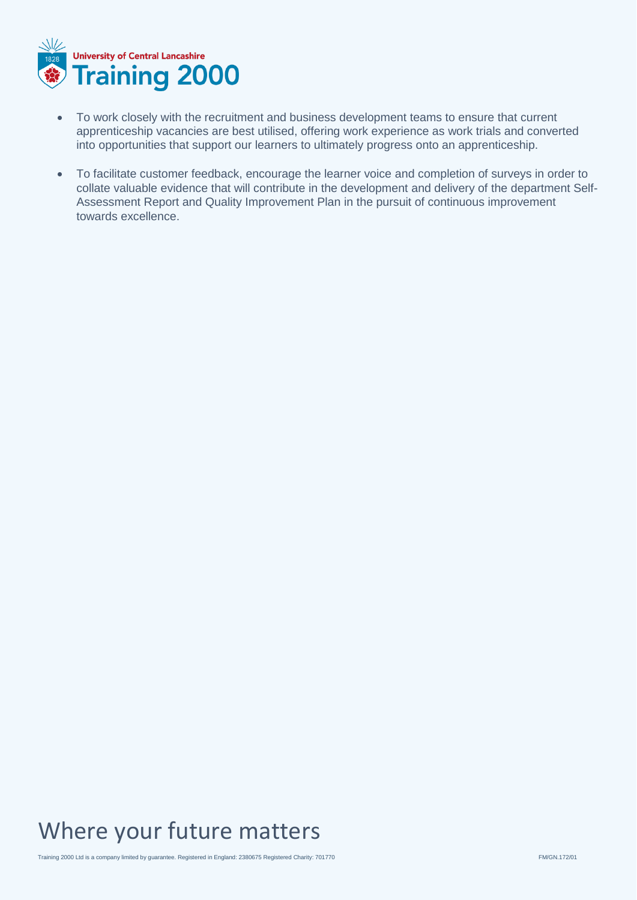- To work closely with the recruitment and business development teams to ensure that current apprenticeship vacancies are best utilised, offering work experience as work trials and converted into opportunities that support our learners to ultimately progress onto an apprenticeship.
- To facilitate customer feedback, encourage the learner voice and completion of surveys in order to collate valuable evidence that will contribute in the development and delivery of the department Self-Assessment Report and Quality Improvement Plan in the pursuit of continuous improvement towards excellence.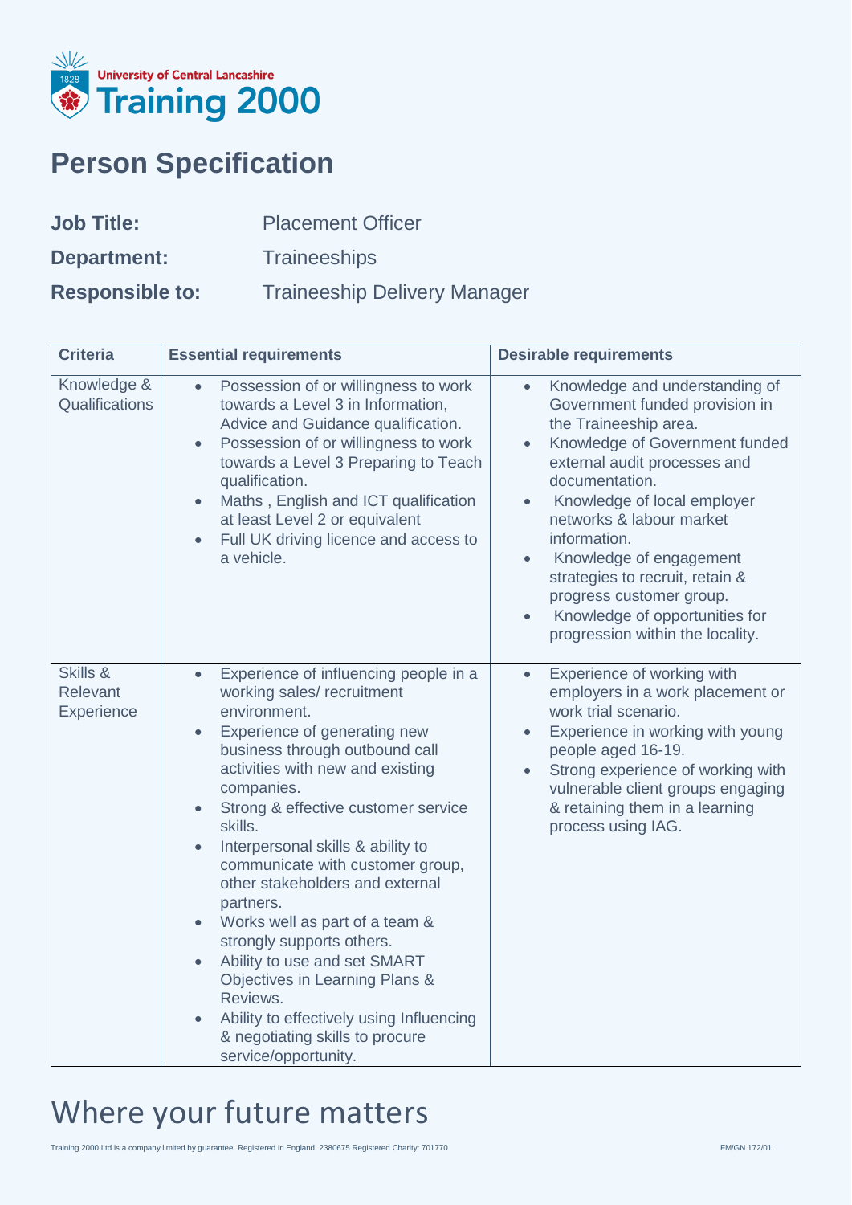University of Central Lancashire
Training 2000

# Person Specification

**Job Title:** Placement Officer

**Department:** Traineeships

**Responsible to:** Traineeship Delivery Manager

| Criteria | Essential requirements | Desirable requirements |
|---|---|---|
| Knowledge & Qualifications | • Possession of or willingness to work towards a Level 3 in Information, Advice and Guidance qualification.<br>• Possession of or willingness to work towards a Level 3 Preparing to Teach qualification.<br>• Maths , English and ICT qualification at least Level 2 or equivalent<br>• Full UK driving licence and access to a vehicle. | • Knowledge and understanding of Government funded provision in the Traineeship area.<br>• Knowledge of Government funded external audit processes and documentation.<br>• Knowledge of local employer networks & labour market information.<br>• Knowledge of engagement strategies to recruit, retain & progress customer group.<br>• Knowledge of opportunities for progression within the locality. |
| Skills & Relevant Experience | • Experience of influencing people in a working sales/ recruitment environment.<br>• Experience of generating new business through outbound call activities with new and existing companies.<br>• Strong & effective customer service skills.<br>• Interpersonal skills & ability to communicate with customer group, other stakeholders and external partners.<br>• Works well as part of a team & strongly supports others.<br>• Ability to use and set SMART Objectives in Learning Plans & Reviews.<br>• Ability to effectively using Influencing & negotiating skills to procure service/opportunity. | • Experience of working with employers in a work placement or work trial scenario.<br>• Experience in working with young people aged 16-19.<br>• Strong experience of working with vulnerable client groups engaging & retaining them in a learning process using IAG. |

Where your future matters

Training 2000 Ltd is a company limited by guarantee. Registered in England: 2380675 Registered Charity: 701770

FM/GN.172/01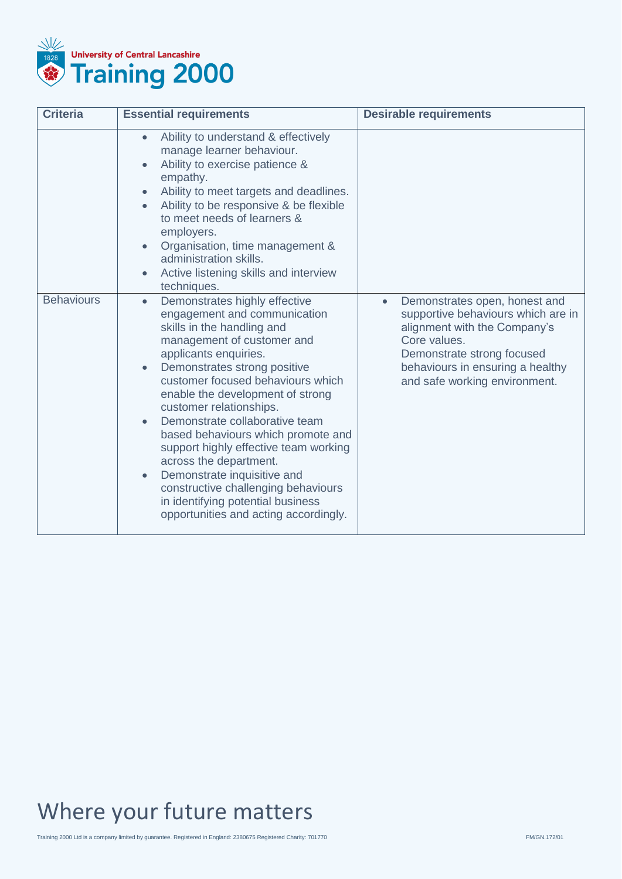| Criteria | Essential requirements | Desirable requirements |
|---|---|---|
| | • Ability to understand & effectively manage learner behaviour.<br>• Ability to exercise patience & empathy.<br>• Ability to meet targets and deadlines.<br>• Ability to be responsive & be flexible to meet needs of learners & employers.<br>• Organisation, time management & administration skills.<br>• Active listening skills and interview techniques. | |
| Behaviours | • Demonstrates highly effective engagement and communication skills in the handling and management of customer and applicants enquiries.<br>• Demonstrates strong positive customer focused behaviours which enable the development of strong customer relationships.<br>• Demonstrate collaborative team based behaviours which promote and support highly effective team working across the department.<br>• Demonstrate inquisitive and constructive challenging behaviours in identifying potential business opportunities and acting accordingly. | • Demonstrates open, honest and supportive behaviours which are in alignment with the Company's Core values. Demonstrate strong focused behaviours in ensuring a healthy and safe working environment. |

Where your future matters

Training 2000 Ltd is a company limited by guarantee. Registered in England: 2380675 Registered Charity: 701770

FM/GN.172/01